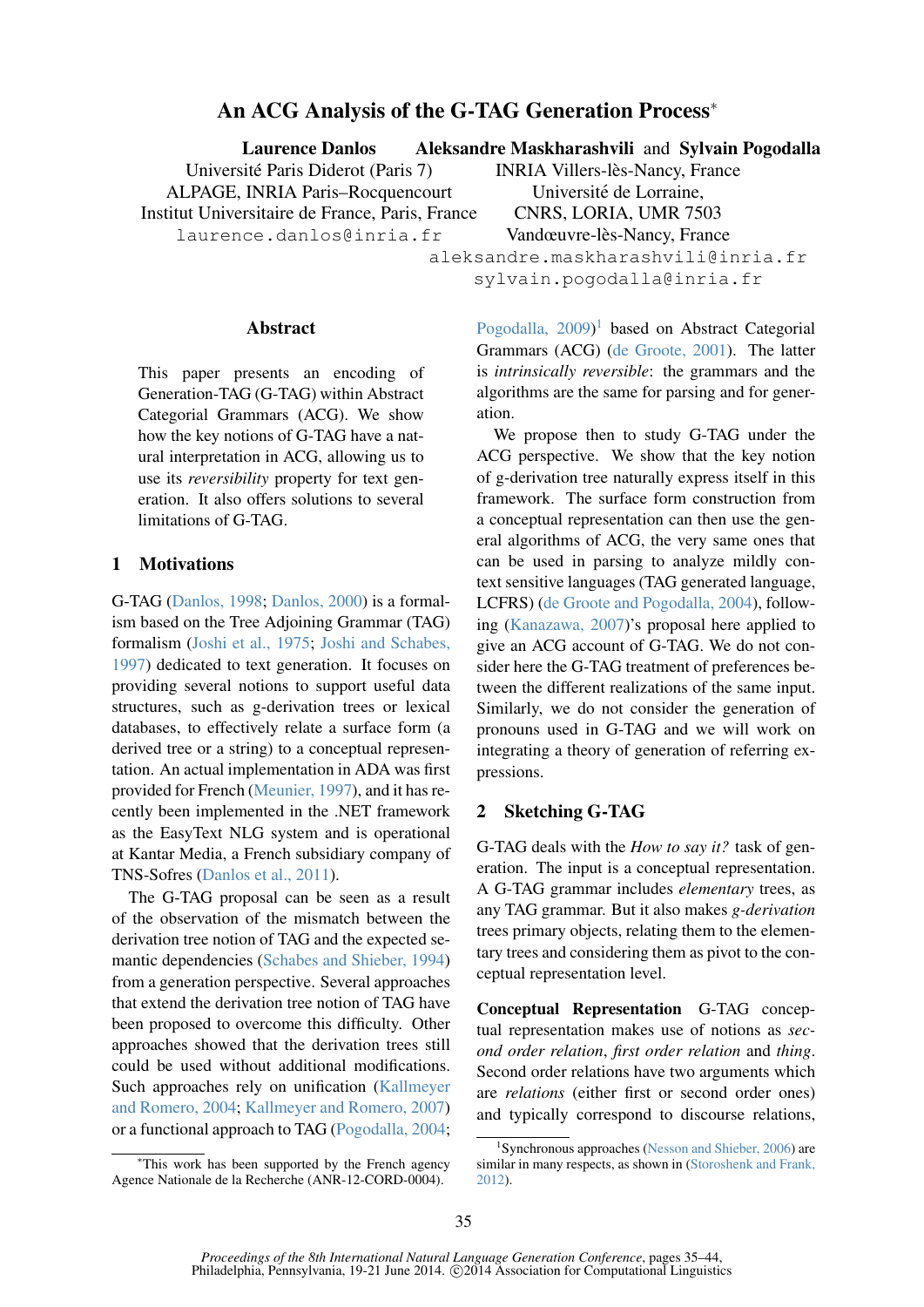# An ACG Analysis of the G-TAG Generation Process*

**Laurence Danlos**
Université Paris Diderot (Paris 7)
ALPAGE, INRIA Paris–Rocquencourt
Institut Universitaire de France, Paris, France
laurence.danlos@inria.fr

**Aleksandre Maskharashvili** and **Sylvain Pogodalla**
INRIA Villers-lès-Nancy, France
Université de Lorraine,
CNRS, LORIA, UMR 7503
Vandœuvre-lès-Nancy, France
aleksandre.maskharashvili@inria.fr
sylvain.pogodalla@inria.fr

## Abstract

This paper presents an encoding of Generation-TAG (G-TAG) within Abstract Categorial Grammars (ACG). We show how the key notions of G-TAG have a natural interpretation in ACG, allowing us to use its *reversibility* property for text generation. It also offers solutions to several limitations of G-TAG.

## 1 Motivations

G-TAG (Danlos, 1998; Danlos, 2000) is a formalism based on the Tree Adjoining Grammar (TAG) formalism (Joshi et al., 1975; Joshi and Schabes, 1997) dedicated to text generation. It focuses on providing several notions to support useful data structures, such as g-derivation trees or lexical databases, to effectively relate a surface form (a derived tree or a string) to a conceptual representation. An actual implementation in ADA was first provided for French (Meunier, 1997), and it has recently been implemented in the .NET framework as the EasyText NLG system and is operational at Kantar Media, a French subsidiary company of TNS-Sofres (Danlos et al., 2011).

The G-TAG proposal can be seen as a result of the observation of the mismatch between the derivation tree notion of TAG and the expected semantic dependencies (Schabes and Shieber, 1994) from a generation perspective. Several approaches that extend the derivation tree notion of TAG have been proposed to overcome this difficulty. Other approaches showed that the derivation trees still could be used without additional modifications. Such approaches rely on unification (Kallmeyer and Romero, 2004; Kallmeyer and Romero, 2007) or a functional approach to TAG (Pogodalla, 2004; Pogodalla, 2009)[1] based on Abstract Categorial Grammars (ACG) (de Groote, 2001). The latter is *intrinsically reversible*: the grammars and the algorithms are the same for parsing and for generation.

We propose then to study G-TAG under the ACG perspective. We show that the key notion of g-derivation tree naturally express itself in this framework. The surface form construction from a conceptual representation can then use the general algorithms of ACG, the very same ones that can be used in parsing to analyze mildly context sensitive languages (TAG generated language, LCFRS) (de Groote and Pogodalla, 2004), following (Kanazawa, 2007)'s proposal here applied to give an ACG account of G-TAG. We do not consider here the G-TAG treatment of preferences between the different realizations of the same input. Similarly, we do not consider the generation of pronouns used in G-TAG and we will work on integrating a theory of generation of referring expressions.

## 2 Sketching G-TAG

G-TAG deals with the *How to say it?* task of generation. The input is a conceptual representation. A G-TAG grammar includes *elementary* trees, as any TAG grammar. But it also makes *g-derivation* trees primary objects, relating them to the elementary trees and considering them as pivot to the conceptual representation level.

**Conceptual Representation** G-TAG conceptual representation makes use of notions as *second order relation*, *first order relation* and *thing*. Second order relations have two arguments which are *relations* (either first or second order ones) and typically correspond to discourse relations,

*This work has been supported by the French agency Agence Nationale de la Recherche (ANR-12-CORD-0004).

[1] Synchronous approaches (Nesson and Shieber, 2006) are similar in many respects, as shown in (Storoshenk and Frank, 2012).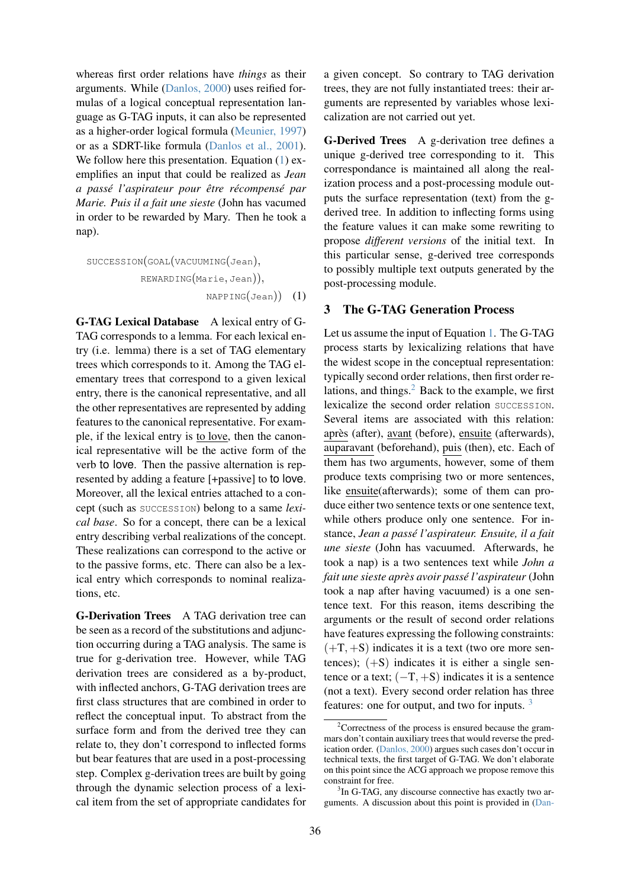whereas first order relations have *things* as their arguments. While (Danlos, 2000) uses reified formulas of a logical conceptual representation language as G-TAG inputs, it can also be represented as a higher-order logical formula (Meunier, 1997) or as a SDRT-like formula (Danlos et al., 2001). We follow here this presentation. Equation (1) exemplifies an input that could be realized as *Jean a passé l'aspirateur pour être récompensé par Marie. Puis il a fait une sieste* (John has vacumed in order to be rewarded by Mary. Then he took a nap).

$$\text{SUCCESSION}(\text{GOAL}(\text{VACUUMING}(\text{Jean}), \text{REWARDING}(\text{Marie}, \text{Jean})), \text{NAPPING}(\text{Jean})) \quad (1)$$

**G-TAG Lexical Database** A lexical entry of G-TAG corresponds to a lemma. For each lexical entry (i.e. lemma) there is a set of TAG elementary trees which corresponds to it. Among the TAG elementary trees that correspond to a given lexical entry, there is the canonical representative, and all the other representatives are represented by adding features to the canonical representative. For example, if the lexical entry is to love, then the canonical representative will be the active form of the verb to love. Then the passive alternation is represented by adding a feature [+passive] to to love. Moreover, all the lexical entries attached to a concept (such as SUCCESSION) belong to a same *lexical base*. So for a concept, there can be a lexical entry describing verbal realizations of the concept. These realizations can correspond to the active or to the passive forms, etc. There can also be a lexical entry which corresponds to nominal realizations, etc.

**G-Derivation Trees** A TAG derivation tree can be seen as a record of the substitutions and adjunction occurring during a TAG analysis. The same is true for g-derivation tree. However, while TAG derivation trees are considered as a by-product, with inflected anchors, G-TAG derivation trees are first class structures that are combined in order to reflect the conceptual input. To abstract from the surface form and from the derived tree they can relate to, they don't correspond to inflected forms but bear features that are used in a post-processing step. Complex g-derivation trees are built by going through the dynamic selection process of a lexical item from the set of appropriate candidates for a given concept. So contrary to TAG derivation trees, they are not fully instantiated trees: their arguments are represented by variables whose lexicalization are not carried out yet.

**G-Derived Trees** A g-derivation tree defines a unique g-derived tree corresponding to it. This correspondance is maintained all along the realization process and a post-processing module outputs the surface representation (text) from the g-derived tree. In addition to inflecting forms using the feature values it can make some rewriting to propose *different versions* of the initial text. In this particular sense, g-derived tree corresponds to possibly multiple text outputs generated by the post-processing module.

## 3 The G-TAG Generation Process

Let us assume the input of Equation 1. The G-TAG process starts by lexicalizing relations that have the widest scope in the conceptual representation: typically second order relations, then first order relations, and things.[2] Back to the example, we first lexicalize the second order relation SUCCESSION. Several items are associated with this relation: après (after), avant (before), ensuite (afterwards), auparavant (beforehand), puis (then), etc. Each of them has two arguments, however, some of them produce texts comprising two or more sentences, like ensuite(afterwards); some of them can produce either two sentence texts or one sentence text, while others produce only one sentence. For instance, *Jean a passé l'aspirateur. Ensuite, il a fait une sieste* (John has vacuumed. Afterwards, he took a nap) is a two sentences text while *John a fait une sieste après avoir passé l'aspirateur* (John took a nap after having vacuumed) is a one sentence text. For this reason, items describing the arguments or the result of second order relations have features expressing the following constraints: $(+\text{T}, +\text{S})$ indicates it is a text (two ore more sentences); $(+\text{S})$ indicates it is either a single sentence or a text; $(-\text{T}, +\text{S})$ indicates it is a sentence (not a text). Every second order relation has three features: one for output, and two for inputs. [3]

[2] Correctness of the process is ensured because the grammars don't contain auxiliary trees that would reverse the predication order. (Danlos, 2000) argues such cases don't occur in technical texts, the first target of G-TAG. We don't elaborate on this point since the ACG approach we propose remove this constraint for free.

[3] In G-TAG, any discourse connective has exactly two arguments. A discussion about this point is provided in (Dan-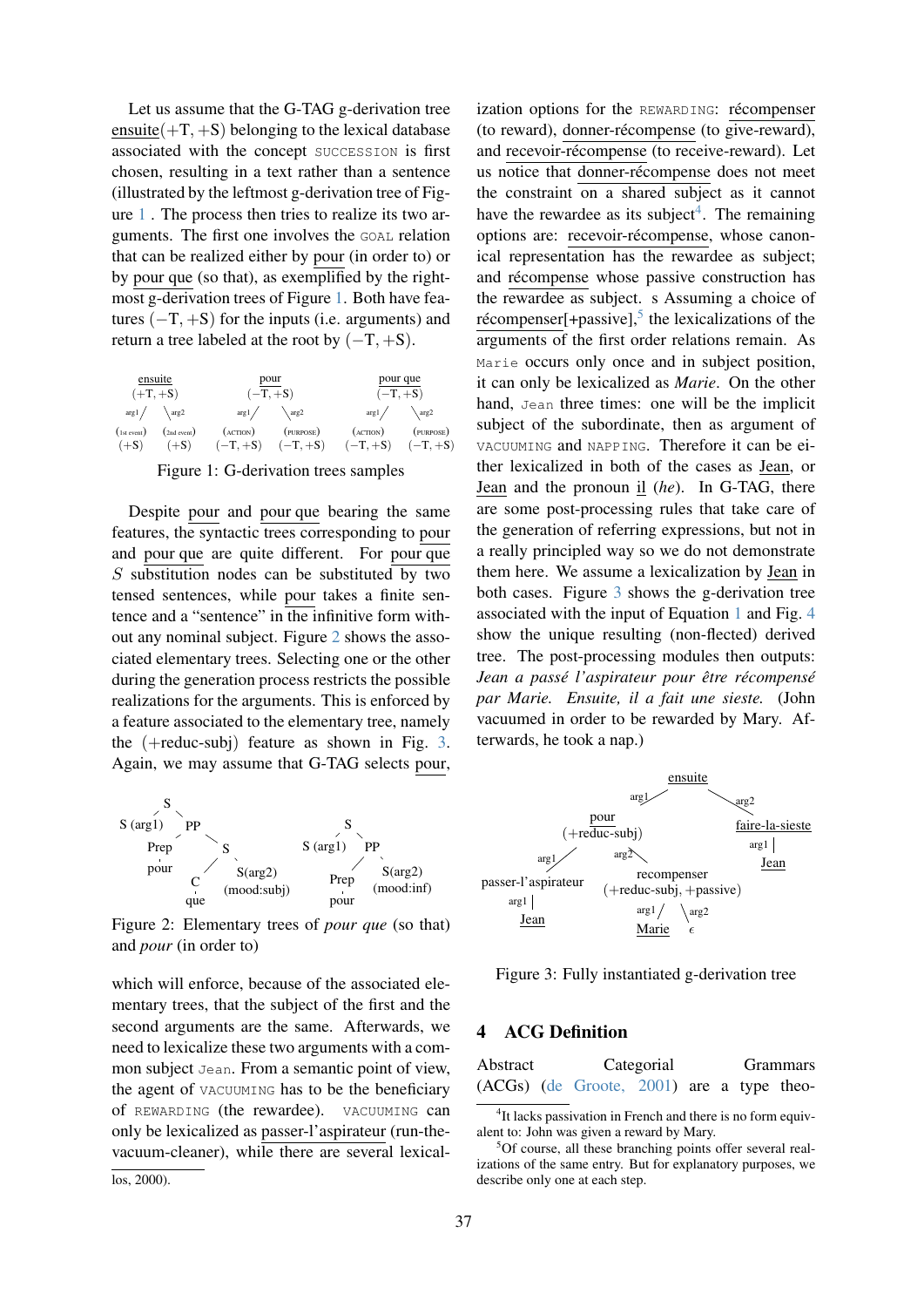Let us assume that the G-TAG g-derivation tree ensuite$(+\mathrm{T},+\mathrm{S})$ belonging to the lexical database associated with the concept SUCCESSION is first chosen, resulting in a text rather than a sentence (illustrated by the leftmost g-derivation tree of Figure 1 . The process then tries to realize its two arguments. The first one involves the GOAL relation that can be realized either by pour (in order to) or by pour que (so that), as exemplified by the rightmost g-derivation trees of Figure 1. Both have features $(-\mathrm{T},+\mathrm{S})$ for the inputs (i.e. arguments) and return a tree labeled at the root by $(-\mathrm{T},+\mathrm{S})$.

```
      ensuite                 pour                     pour que
      (+T,+S)               (−T,+S)                   (−T,+S)
  arg1/    \arg2        arg1/     \arg2           arg1/     \arg2
(1st event)(2nd event)  (ACTION)  (PURPOSE)      (ACTION)  (PURPOSE)
  (+S)      (+S)       (−T,+S)   (−T,+S)        (−T,+S)   (−T,+S)
```

Figure 1: G-derivation trees samples

Despite pour and pour que bearing the same features, the syntactic trees corresponding to pour and pour que are quite different. For pour que $S$ substitution nodes can be substituted by two tensed sentences, while pour takes a finite sentence and a "sentence" in the infinitive form without any nominal subject. Figure 2 shows the associated elementary trees. Selecting one or the other during the generation process restricts the possible realizations for the arguments. This is enforced by a feature associated to the elementary tree, namely the (+reduc-subj) feature as shown in Fig. 3. Again, we may assume that G-TAG selects pour,

```
            S                                   S
          /   \                               /   \
    S (arg1)   PP                       S (arg1)   PP
              /  \                                /  \
          Prep    S                           Prep    S(arg2)
           |     / \                           |      (mood:inf)
          pour  C   S(arg2)                   pour
                |   (mood:subj)
               que
```

Figure 2: Elementary trees of *pour que* (so that) and *pour* (in order to)

which will enforce, because of the associated elementary trees, that the subject of the first and the second arguments are the same. Afterwards, we need to lexicalize these two arguments with a common subject Jean. From a semantic point of view, the agent of VACUUMING has to be the beneficiary of REWARDING (the rewardee). VACUUMING can only be lexicalized as passer-l'aspirateur (run-the-vacuum-cleaner), while there are several lexicalization options for the REWARDING: récompenser (to reward), donner-récompense (to give-reward), and recevoir-récompense (to receive-reward). Let us notice that donner-récompense does not meet the constraint on a shared subject as it cannot have the rewardee as its subject[4]. The remaining options are: recevoir-récompense, whose canonical representation has the rewardee as subject; and récompense whose passive construction has the rewardee as subject. s Assuming a choice of récompenser[+passive],[5] the lexicalizations of the arguments of the first order relations remain. As Marie occurs only once and in subject position, it can only be lexicalized as *Marie*. On the other hand, Jean three times: one will be the implicit subject of the subordinate, then as argument of VACUUMING and NAPPING. Therefore it can be either lexicalized in both of the cases as Jean, or Jean and the pronoun il (*he*). In G-TAG, there are some post-processing rules that take care of the generation of referring expressions, but not in a really principled way so we do not demonstrate them here. We assume a lexicalization by Jean in both cases. Figure 3 shows the g-derivation tree associated with the input of Equation 1 and Fig. 4 show the unique resulting (non-flected) derived tree. The post-processing modules then outputs: *Jean a passé l'aspirateur pour être récompensé par Marie. Ensuite, il a fait une sieste.* (John vacuumed in order to be rewarded by Mary. Afterwards, he took a nap.)

```
                              ensuite
                        arg1/         \arg2
                     pour                faire-la-sieste
               (+reduc-subj)                  | arg1
              arg1/       \arg2              Jean
  passer-l'aspirateur      recompenser
         | arg1         (+reduc-subj, +passive)
        Jean              arg1/     \arg2
                        Marie        ε
```

Figure 3: Fully instantiated g-derivation tree

## 4 ACG Definition

Abstract Categorial Grammars (ACGs) (de Groote, 2001) are a type theo-

[4] It lacks passivation in French and there is no form equivalent to: John was given a reward by Mary.

[5] Of course, all these branching points offer several realizations of the same entry. But for explanatory purposes, we describe only one at each step.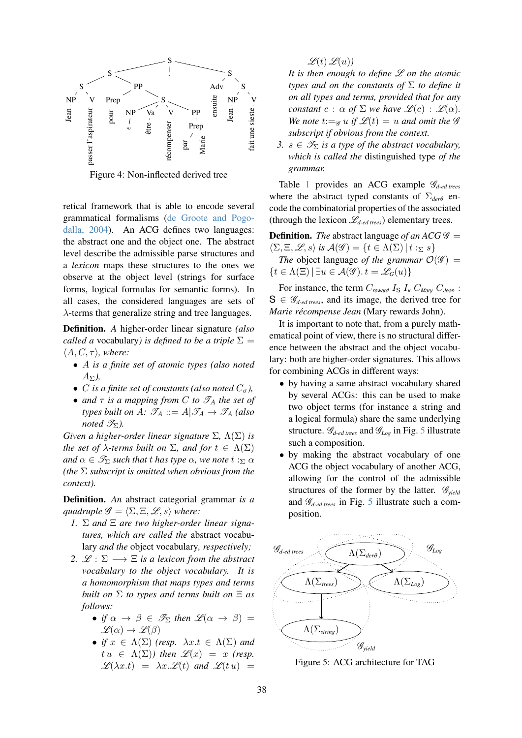Figure 4: Non-inflected derived tree

retical framework that is able to encode several grammatical formalisms (de Groote and Pogodalla, 2004). An ACG defines two languages: the abstract one and the object one. The abstract level describe the admissible parse structures and a *lexicon* maps these structures to the ones we observe at the object level (strings for surface forms, logical formulas for semantic forms). In all cases, the considered languages are sets of $\lambda$-terms that generalize string and tree languages.

**Definition.** *A* higher-order linear signature *(also called a* vocabulary*) is defined to be a triple* $\Sigma = \langle A, C, \tau \rangle$*, where:*

- *$A$ is a finite set of atomic types (also noted $A_\Sigma$),*
- *$C$ is a finite set of constants (also noted $C_\sigma$),*
- *and $\tau$ is a mapping from $C$ to $\mathscr{T}_A$ the set of types built on $A$: $\mathscr{T}_A ::= A | \mathscr{T}_A \rightarrow \mathscr{T}_A$ (also noted $\mathscr{T}_\Sigma$).*

*Given a higher-order linear signature $\Sigma$, $\Lambda(\Sigma)$ is the set of $\lambda$-terms built on $\Sigma$, and for $t \in \Lambda(\Sigma)$ and $\alpha \in \mathscr{T}_\Sigma$ such that $t$ has type $\alpha$, we note $t :_\Sigma \alpha$ (the $\Sigma$ subscript is omitted when obvious from the context).*

**Definition.** *An* abstract categorial grammar *is a quadruple $\mathscr{G} = \langle \Sigma, \Xi, \mathscr{L}, s \rangle$ where:*

1. *$\Sigma$ and $\Xi$ are two higher-order linear signatures, which are called the* abstract vocabulary *and the* object vocabulary*, respectively;*
2. *$\mathscr{L} : \Sigma \longrightarrow \Xi$ is a lexicon from the abstract vocabulary to the object vocabulary. It is a homomorphism that maps types and terms built on $\Sigma$ to types and terms built on $\Xi$ as follows:*
   - *if $\alpha \rightarrow \beta \in \mathscr{T}_\Sigma$ then $\mathscr{L}(\alpha \rightarrow \beta) = \mathscr{L}(\alpha) \rightarrow \mathscr{L}(\beta)$*
   - *if $x \in \Lambda(\Sigma)$ (resp. $\lambda x.t \in \Lambda(\Sigma)$ and $t\,u \in \Lambda(\Sigma)$) then $\mathscr{L}(x) = x$ (resp. $\mathscr{L}(\lambda x.t) = \lambda x.\mathscr{L}(t)$ and $\mathscr{L}(t\,u) = \mathscr{L}(t)\,\mathscr{L}(u)$)*

   *It is then enough to define $\mathscr{L}$ on the atomic types and on the constants of $\Sigma$ to define it on all types and terms, provided that for any constant $c : \alpha$ of $\Sigma$ we have $\mathscr{L}(c) : \mathscr{L}(\alpha)$. We note $t :=_{\mathscr{G}} u$ if $\mathscr{L}(t) = u$ and omit the $\mathscr{G}$ subscript if obvious from the context.*
3. *$s \in \mathscr{T}_\Sigma$ is a type of the abstract vocabulary, which is called the* distinguished type *of the grammar.*

Table 1 provides an ACG example $\mathscr{G}_{d\text{-}ed\ trees}$ where the abstract typed constants of $\Sigma_{der\theta}$ encode the combinatorial properties of the associated (through the lexicon $\mathscr{L}_{d\text{-}ed\ trees}$) elementary trees.

**Definition.** *The* abstract language *of an ACG* $\mathscr{G} = \langle \Sigma, \Xi, \mathscr{L}, s \rangle$ *is* $\mathcal{A}(\mathscr{G}) = \{t \in \Lambda(\Sigma) \,|\, t :_\Sigma s\}$

*The* object language *of the grammar* $\mathcal{O}(\mathscr{G}) = \{t \in \Lambda(\Xi) \,|\, \exists u \in \mathcal{A}(\mathscr{G}).\, t = \mathscr{L}_G(u)\}$

For instance, the term $C_{reward}\ I_{\mathsf{S}}\ I_{\mathsf{v}}\ C_{Mary}\ C_{Jean} : \mathsf{S} \in \mathscr{G}_{d\text{-}ed\ trees}$, and its image, the derived tree for *Marie récompense Jean* (Mary rewards John).

It is important to note that, from a purely mathematical point of view, there is no structural difference between the abstract and the object vocabulary: both are higher-order signatures. This allows for combining ACGs in different ways:

- by having a same abstract vocabulary shared by several ACGs: this can be used to make two object terms (for instance a string and a logical formula) share the same underlying structure. $\mathscr{G}_{d\text{-}ed\ trees}$ and $\mathscr{G}_{Log}$ in Fig. 5 illustrate such a composition.
- by making the abstract vocabulary of one ACG the object vocabulary of another ACG, allowing for the control of the admissible structures of the former by the latter. $\mathscr{G}_{yield}$ and $\mathscr{G}_{d\text{-}ed\ trees}$ in Fig. 5 illustrate such a composition.

Figure 5: ACG architecture for TAG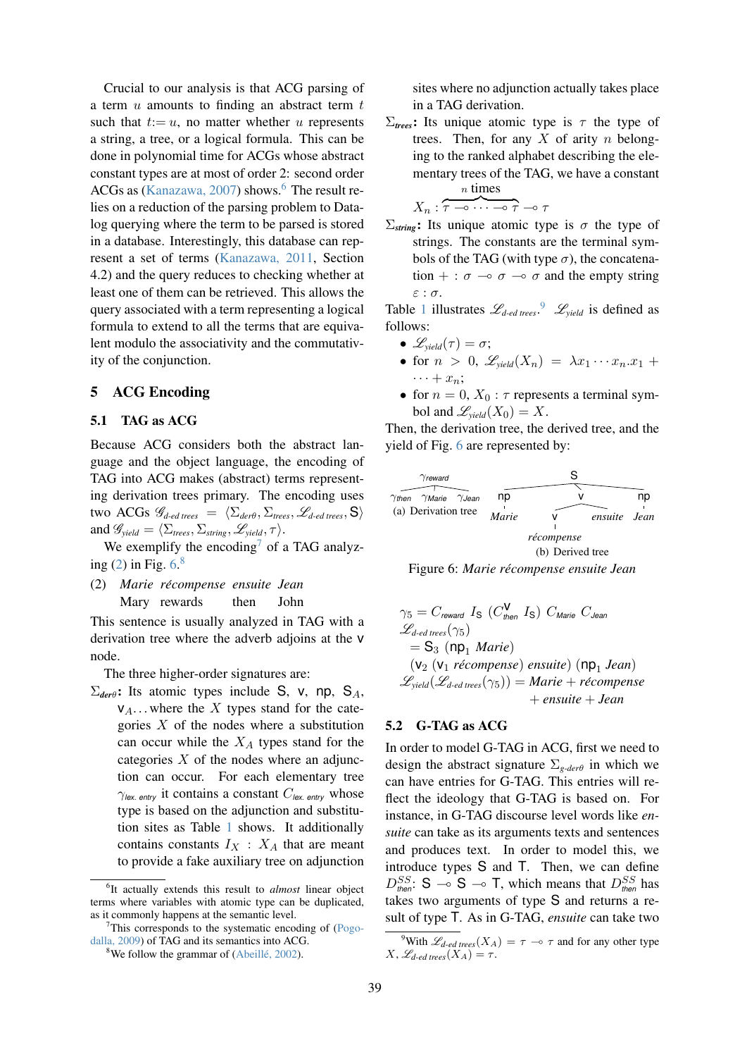Crucial to our analysis is that ACG parsing of a term $u$ amounts to finding an abstract term $t$ such that $t:=u$, no matter whether $u$ represents a string, a tree, or a logical formula. This can be done in polynomial time for ACGs whose abstract constant types are at most of order 2: second order ACGs as (Kanazawa, 2007) shows.[6] The result relies on a reduction of the parsing problem to Datalog querying where the term to be parsed is stored in a database. Interestingly, this database can represent a set of terms (Kanazawa, 2011, Section 4.2) and the query reduces to checking whether at least one of them can be retrieved. This allows the query associated with a term representing a logical formula to extend to all the terms that are equivalent modulo the associativity and the commutativity of the conjunction.

## 5 ACG Encoding

### 5.1 TAG as ACG

Because ACG considers both the abstract language and the object language, the encoding of TAG into ACG makes (abstract) terms representing derivation trees primary. The encoding uses two ACGs $\mathscr{G}_{d\text{-}ed\ trees} = \langle \Sigma_{der\theta}, \Sigma_{trees}, \mathscr{L}_{d\text{-}ed\ trees}, \mathsf{S}\rangle$ and $\mathscr{G}_{yield} = \langle \Sigma_{trees}, \Sigma_{string}, \mathscr{L}_{yield}, \tau\rangle$.

We exemplify the encoding[7] of a TAG analyzing (2) in Fig. 6.[8]

(2) *Marie récompense ensuite Jean*
 Mary rewards then John

This sentence is usually analyzed in TAG with a derivation tree where the adverb adjoins at the v node.

The three higher-order signatures are:

$\Sigma_{der\theta}$: Its atomic types include $\mathsf{S}$, $\mathsf{v}$, $\mathsf{np}$, $\mathsf{S}_A$, $\mathsf{v}_A$... where the $X$ types stand for the categories $X$ of the nodes where a substitution can occur while the $X_A$ types stand for the categories $X$ of the nodes where an adjunction can occur. For each elementary tree $\gamma_{lex.\ entry}$ it contains a constant $C_{lex.\ entry}$ whose type is based on the adjunction and substitution sites as Table 1 shows. It additionally contains constants $I_X : X_A$ that are meant to provide a fake auxiliary tree on adjunction sites where no adjunction actually takes place in a TAG derivation.

$\Sigma_{trees}$: Its unique atomic type is $\tau$ the type of trees. Then, for any $X$ of arity $n$ belonging to the ranked alphabet describing the elementary trees of the TAG, we have a constant
$X_n : \overbrace{\tau \multimap \cdots \multimap \tau}^{n \text{ times}} \multimap \tau$

$\Sigma_{string}$: Its unique atomic type is $\sigma$ the type of strings. The constants are the terminal symbols of the TAG (with type $\sigma$), the concatenation $+ : \sigma \multimap \sigma \multimap \sigma$ and the empty string $\varepsilon : \sigma$.

Table 1 illustrates $\mathscr{L}_{d\text{-}ed\ trees}$.[9] $\mathscr{L}_{yield}$ is defined as follows:

- $\mathscr{L}_{yield}(\tau) = \sigma$;
- for $n > 0$, $\mathscr{L}_{yield}(X_n) = \lambda x_1 \cdots x_n . x_1 + \cdots + x_n$;
- for $n = 0$, $X_0 : \tau$ represents a terminal symbol and $\mathscr{L}_{yield}(X_0) = X$.

Then, the derivation tree, the derived tree, and the yield of Fig. 6 are represented by:

(a) Derivation tree: $\gamma_{reward}$ with children $\gamma_{then}$, $\gamma_{Marie}$, $\gamma_{Jean}$

(b) Derived tree: S [ np [*Marie*] v [ v [*récompense*] *ensuite* ] np [*Jean*] ]

Figure 6: *Marie récompense ensuite Jean*

$$\gamma_5 = C_{reward}\ I_{\mathsf{S}}\ (C^{\mathsf{v}}_{then}\ I_{\mathsf{S}})\ C_{Marie}\ C_{Jean}$$

$$\mathscr{L}_{d\text{-}ed\ trees}(\gamma_5) = \mathsf{S}_3\ (\mathsf{np}_1\ \mathit{Marie})\ (\mathsf{v}_2\ (\mathsf{v}_1\ \mathit{récompense})\ \mathit{ensuite})\ (\mathsf{np}_1\ \mathit{Jean})$$

$$\mathscr{L}_{yield}(\mathscr{L}_{d\text{-}ed\ trees}(\gamma_5)) = \mathit{Marie} + \mathit{récompense} + \mathit{ensuite} + \mathit{Jean}$$

### 5.2 G-TAG as ACG

In order to model G-TAG in ACG, first we need to design the abstract signature $\Sigma_{g\text{-}der\theta}$ in which we can have entries for G-TAG. This entries will reflect the ideology that G-TAG is based on. For instance, in G-TAG discourse level words like *ensuite* can take as its arguments texts and sentences and produces text. In order to model this, we introduce types $\mathsf{S}$ and $\mathsf{T}$. Then, we can define $D^{SS}_{then}$: $\mathsf{S} \multimap \mathsf{S} \multimap \mathsf{T}$, which means that $D^{SS}_{then}$ has takes two arguments of type $\mathsf{S}$ and returns a result of type $\mathsf{T}$. As in G-TAG, *ensuite* can take two

---

[6] It actually extends this result to *almost* linear object terms where variables with atomic type can be duplicated, as it commonly happens at the semantic level.

[7] This corresponds to the systematic encoding of (Pogodalla, 2009) of TAG and its semantics into ACG.

[8] We follow the grammar of (Abeillé, 2002).

[9] With $\mathscr{L}_{d\text{-}ed\ trees}(X_A) = \tau \multimap \tau$ and for any other type $X$, $\mathscr{L}_{d\text{-}ed\ trees}(X_A) = \tau$.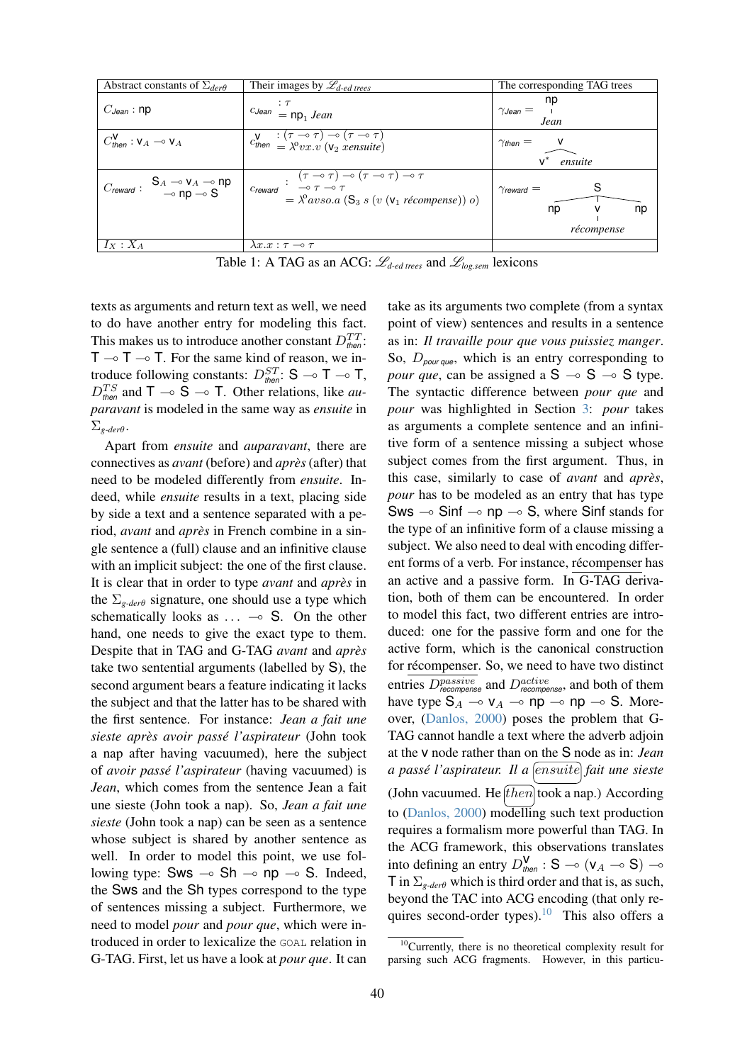| Abstract constants of $\Sigma_{der\theta}$ | Their images by $\mathcal{L}_{d\text{-}ed\ trees}$ | The corresponding TAG trees |
|---|---|---|
| $C_{Jean}$ : np | $c_{Jean}$ $: \tau$ $= \mathsf{np}_1\ Jean$ | $\gamma_{Jean} =$ np — Jean |
| $C^{\mathsf{v}}_{then} : \mathsf{v}_A \multimap \mathsf{v}_A$ | $c^{\mathsf{v}}_{then}$ $: (\tau \multimap \tau) \multimap (\tau \multimap \tau)$ $= \lambda^o v x.v\ (\mathsf{v}_2\ x ensuite)$ | $\gamma_{then} =$ v (v* ensuite) |
| $C_{reward}$ : $\mathsf{S}_A \multimap \mathsf{v}_A \multimap \mathsf{np} \multimap \mathsf{np} \multimap \mathsf{S}$ | $c_{reward}$ $: (\tau \multimap \tau) \multimap (\tau \multimap \tau) \multimap \tau \multimap \tau \multimap \tau$ $= \lambda^o avso.a\ (\mathsf{S}_3\ s\ (v\ (\mathsf{v}_1\ récompense))\ o)$ | $\gamma_{reward} =$ S (np, v — récompense, np) |
| $I_X : X_A$ | $\lambda x.x : \tau \multimap \tau$ | |

Table 1: A TAG as an ACG: $\mathcal{L}_{d\text{-}ed\ trees}$ and $\mathcal{L}_{log.sem}$ lexicons

texts as arguments and return text as well, we need to do have another entry for modeling this fact. This makes us to introduce another constant $D^{TT}_{then}$: $\mathsf{T} \multimap \mathsf{T} \multimap \mathsf{T}$. For the same kind of reason, we introduce following constants: $D^{ST}_{then}$: $\mathsf{S} \multimap \mathsf{T} \multimap \mathsf{T}$, $D^{TS}_{then}$ and $\mathsf{T} \multimap \mathsf{S} \multimap \mathsf{T}$. Other relations, like *auparavant* is modeled in the same way as *ensuite* in $\Sigma_{g\text{-}der\theta}$.

Apart from *ensuite* and *auparavant*, there are connectives as *avant* (before) and *après* (after) that need to be modeled differently from *ensuite*. Indeed, while *ensuite* results in a text, placing side by side a text and a sentence separated with a period, *avant* and *après* in French combine in a single sentence a (full) clause and an infinitive clause with an implicit subject: the one of the first clause. It is clear that in order to type *avant* and *après* in the $\Sigma_{g\text{-}der\theta}$ signature, one should use a type which schematically looks as $\ldots \multimap \mathsf{S}$. On the other hand, one needs to give the exact type to them. Despite that in TAG and G-TAG *avant* and *après* take two sentential arguments (labelled by $\mathsf{S}$), the second argument bears a feature indicating it lacks the subject and that the latter has to be shared with the first sentence. For instance: *Jean a fait une sieste après avoir passé l'aspirateur* (John took a nap after having vacuumed), here the subject of *avoir passé l'aspirateur* (having vacuumed) is *Jean*, which comes from the sentence Jean a fait une sieste (John took a nap). So, *Jean a fait une sieste* (John took a nap) can be seen as a sentence whose subject is shared by another sentence as well. In order to model this point, we use following type: $\mathsf{Sws} \multimap \mathsf{Sh} \multimap \mathsf{np} \multimap \mathsf{S}$. Indeed, the $\mathsf{Sws}$ and the $\mathsf{Sh}$ types correspond to the type of sentences missing a subject. Furthermore, we need to model *pour* and *pour que*, which were introduced in order to lexicalize the GOAL relation in G-TAG. First, let us have a look at *pour que*. It can take as its arguments two complete (from a syntax point of view) sentences and results in a sentence as in: *Il travaille pour que vous puissiez manger*. So, $D_{pour\ que}$, which is an entry corresponding to *pour que*, can be assigned a $\mathsf{S} \multimap \mathsf{S} \multimap \mathsf{S}$ type. The syntactic difference between *pour que* and *pour* was highlighted in Section 3: *pour* takes as arguments a complete sentence and an infinitive form of a sentence missing a subject whose subject comes from the first argument. Thus, in this case, similarly to case of *avant* and *après*, *pour* has to be modeled as an entry that has type $\mathsf{Sws} \multimap \mathsf{Sinf} \multimap \mathsf{np} \multimap \mathsf{S}$, where $\mathsf{Sinf}$ stands for the type of an infinitive form of a clause missing a subject. We also need to deal with encoding different forms of a verb. For instance, récompenser has an active and a passive form. In G-TAG derivation, both of them can be encountered. In order to model this fact, two different entries are introduced: one for the passive form and one for the active form, which is the canonical construction for récompenser. So, we need to have two distinct entries $D^{passive}_{recompense}$ and $D^{active}_{recompense}$, and both of them have type $\mathsf{S}_A \multimap \mathsf{v}_A \multimap \mathsf{np} \multimap \mathsf{np} \multimap \mathsf{S}$. Moreover, (Danlos, 2000) poses the problem that G-TAG cannot handle a text where the adverb adjoin at the v node rather than on the S node as in: *Jean a passé l'aspirateur. Il a ensuite fait une sieste* (John vacuumed. He then took a nap.) According to (Danlos, 2000) modelling such text production requires a formalism more powerful than TAG. In the ACG framework, this observations translates into defining an entry $D^{\mathsf{v}}_{then} : \mathsf{S} \multimap (\mathsf{v}_A \multimap \mathsf{S}) \multimap \mathsf{T}$ in $\Sigma_{g\text{-}der\theta}$ which is third order and that is, as such, beyond the TAC into ACG encoding (that only requires second-order types).[10] This also offers a

[10]Currently, there is no theoretical complexity result for parsing such ACG fragments. However, in this particu-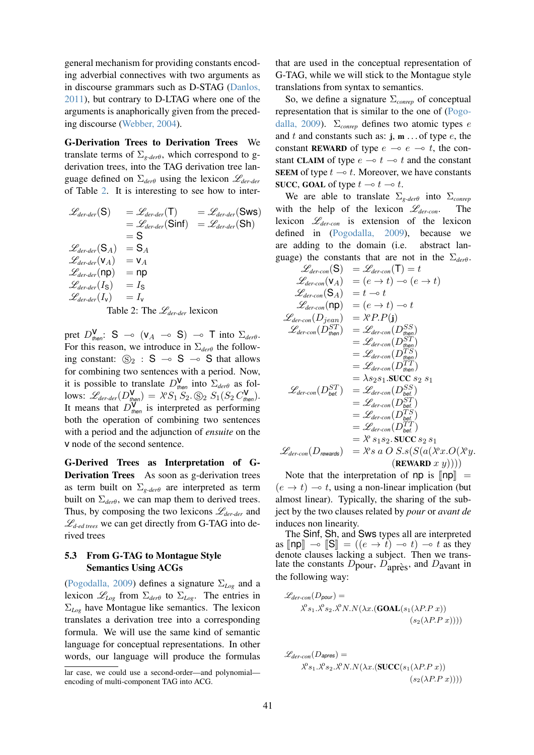general mechanism for providing constants encoding adverbial connectives with two arguments as in discourse grammars such as D-STAG (Danlos, 2011), but contrary to D-LTAG where one of the arguments is anaphorically given from the preceding discourse (Webber, 2004).

**G-Derivation Trees to Derivation Trees** We translate terms of $\Sigma_{g\text{-}der\theta}$, which correspond to g-derivation trees, into the TAG derivation tree language defined on $\Sigma_{der\theta}$ using the lexicon $\mathscr{L}_{der\text{-}der}$ of Table 2. It is interesting to see how to interpret $D^{\mathsf{V}}_{\text{then}}$: $\mathsf{S} \multimap (\mathsf{v}_A \multimap \mathsf{S}) \multimap \mathsf{T}$ into $\Sigma_{der\theta}$. For this reason, we introduce in $\Sigma_{der\theta}$ the following constant: $Ⓢ_2 : \mathsf{S} \multimap \mathsf{S} \multimap \mathsf{S}$ that allows for combining two sentences with a period. Now, it is possible to translate $D^{\mathsf{V}}_{\text{then}}$ into $\Sigma_{der\theta}$ as follows: $\mathscr{L}_{der\text{-}der}(D^{\mathsf{V}}_{\text{then}}) = \lambda^o S_1\, S_2. Ⓢ_2\ S_1 (S_2\, C^{\mathsf{V}}_{\text{then}})$. It means that $D^{\mathsf{V}}_{\text{then}}$ is interpreted as performing both the operation of combining two sentences with a period and the adjunction of *ensuite* on the $\mathsf{v}$ node of the second sentence.

$$
\begin{aligned}
\mathscr{L}_{der\text{-}der}(\mathsf{S}) &= \mathscr{L}_{der\text{-}der}(\mathsf{T}) = \mathscr{L}_{der\text{-}der}(\mathsf{Sws}) \\
&= \mathscr{L}_{der\text{-}der}(\mathsf{Sinf}) = \mathscr{L}_{der\text{-}der}(\mathsf{Sh}) \\
&= \mathsf{S} \\
\mathscr{L}_{der\text{-}der}(\mathsf{S}_A) &= \mathsf{S}_A \\
\mathscr{L}_{der\text{-}der}(\mathsf{v}_A) &= \mathsf{v}_A \\
\mathscr{L}_{der\text{-}der}(\mathsf{np}) &= \mathsf{np} \\
\mathscr{L}_{der\text{-}der}(I_{\mathsf{S}}) &= I_{\mathsf{S}} \\
\mathscr{L}_{der\text{-}der}(I_{\mathsf{v}}) &= I_{\mathsf{v}}
\end{aligned}
$$

Table 2: The $\mathscr{L}_{der\text{-}der}$ lexicon

**G-Derived Trees as Interpretation of G-Derivation Trees** As soon as g-derivation trees as term built on $\Sigma_{g\text{-}der\theta}$ are interpreted as term built on $\Sigma_{der\theta}$, we can map them to derived trees. Thus, by composing the two lexicons $\mathscr{L}_{der\text{-}der}$ and $\mathscr{L}_{d\text{-}ed\ trees}$ we can get directly from G-TAG into derived trees

### 5.3 From G-TAG to Montague Style Semantics Using ACGs

(Pogodalla, 2009) defines a signature $\Sigma_{Log}$ and a lexicon $\mathscr{L}_{Log}$ from $\Sigma_{der\theta}$ to $\Sigma_{Log}$. The entries in $\Sigma_{Log}$ have Montague like semantics. The lexicon translates a derivation tree into a corresponding formula. We will use the same kind of semantic language for conceptual representations. In other words, our language will produce the formulas that are used in the conceptual representation of G-TAG, while we will stick to the Montague style translations from syntax to semantics.

So, we define a signature $\Sigma_{conrep}$ of conceptual representation that is similar to the one of (Pogodalla, 2009). $\Sigma_{conrep}$ defines two atomic types $e$ and $t$ and constants such as: **j**, **m** ... of type $e$, the constant **REWARD** of type $e \multimap e \multimap t$, the constant **CLAIM** of type $e \multimap t \multimap t$ and the constant **SEEM** of type $t \multimap t$. Moreover, we have constants **SUCC**, **GOAL** of type $t \multimap t \multimap t$.

We are able to translate $\Sigma_{g\text{-}der\theta}$ into $\Sigma_{conrep}$ with the help of the lexicon $\mathscr{L}_{der\text{-}con}$. The lexicon $\mathscr{L}_{der\text{-}con}$ is extension of the lexicon defined in (Pogodalla, 2009), because we are adding to the domain (i.e. abstract language) the constants that are not in the $\Sigma_{der\theta}$.

$$
\begin{aligned}
\mathscr{L}_{der\text{-}con}(\mathsf{S}) &= \mathscr{L}_{der\text{-}con}(\mathsf{T}) = t \\
\mathscr{L}_{der\text{-}con}(\mathsf{v}_A) &= (e \to t) \multimap (e \to t) \\
\mathscr{L}_{der\text{-}con}(\mathsf{S}_A) &= t \multimap t \\
\mathscr{L}_{der\text{-}con}(\mathsf{np}) &= (e \to t) \multimap t \\
\mathscr{L}_{der\text{-}con}(D_{jean}) &= \lambda^o P.P(\mathbf{j}) \\
\mathscr{L}_{der\text{-}con}(D^{ST}_{\text{then}}) &= \mathscr{L}_{der\text{-}con}(D^{SS}_{\text{then}}) \\
&= \mathscr{L}_{der\text{-}con}(D^{ST}_{\text{then}}) \\
&= \mathscr{L}_{der\text{-}con}(D^{TS}_{\text{then}}) \\
&= \mathscr{L}_{der\text{-}con}(D^{TT}_{\text{then}}) \\
&= \lambda s_2 s_1.\mathbf{SUCC}\ s_2\ s_1 \\
\mathscr{L}_{der\text{-}con}(D^{ST}_{\text{bef.}}) &= \mathscr{L}_{der\text{-}con}(D^{SS}_{\text{bef.}}) \\
&= \mathscr{L}_{der\text{-}con}(D^{ST}_{\text{bef.}}) \\
&= \mathscr{L}_{der\text{-}con}(D^{TS}_{\text{bef.}}) \\
&= \mathscr{L}_{der\text{-}con}(D^{TT}_{\text{bef.}}) \\
&= \lambda^o s_1 s_2.\mathbf{SUCC}\ s_2\ s_1 \\
\mathscr{L}_{der\text{-}con}(D_{\text{rewards}}) &= \lambda^o s\ a\ O\ S.s(S(a(\lambda^o x.O(\lambda^o y. \\
&\qquad (\mathbf{REWARD}\ x\ y))))
\end{aligned}
$$

Note that the interpretation of $\mathsf{np}$ is $[\![\mathsf{np}]\!] = (e \to t) \multimap t$, using a non-linear implication (but almost linear). Typically, the sharing of the subject by the two clauses related by *pour* or *avant de* induces non linearity.

The $\mathsf{Sinf}$, $\mathsf{Sh}$, and $\mathsf{Sws}$ types all are interpreted as $[\![\mathsf{np}]\!] \multimap [\![\mathsf{S}]\!] = ((e \to t) \multimap t) \multimap t$ as they denote clauses lacking a subject. Then we translate the constants $D_{\text{pour}}$, $D_{\text{après}}$, and $D_{\text{avant}}$ in the following way:

$$
\begin{aligned}
&\mathscr{L}_{der\text{-}con}(D_{pour}) = \\
&\quad \lambda^o s_1.\lambda^o s_2.\lambda^o N.N(\lambda x.(\mathbf{GOAL}(s_1(\lambda P.P\ x)) \\
&\qquad\qquad (s_2(\lambda P.P\ x))))
\end{aligned}
$$

$$
\begin{aligned}
&\mathscr{L}_{der\text{-}con}(D_{apres}) = \\
&\quad \lambda^o s_1.\lambda^o s_2.\lambda^o N.N(\lambda x.(\mathbf{SUCC}(s_1(\lambda P.P\ x)) \\
&\qquad\qquad (s_2(\lambda P.P\ x))))
\end{aligned}
$$

lar case, we could use a second-order—and polynomial—encoding of multi-component TAG into ACG.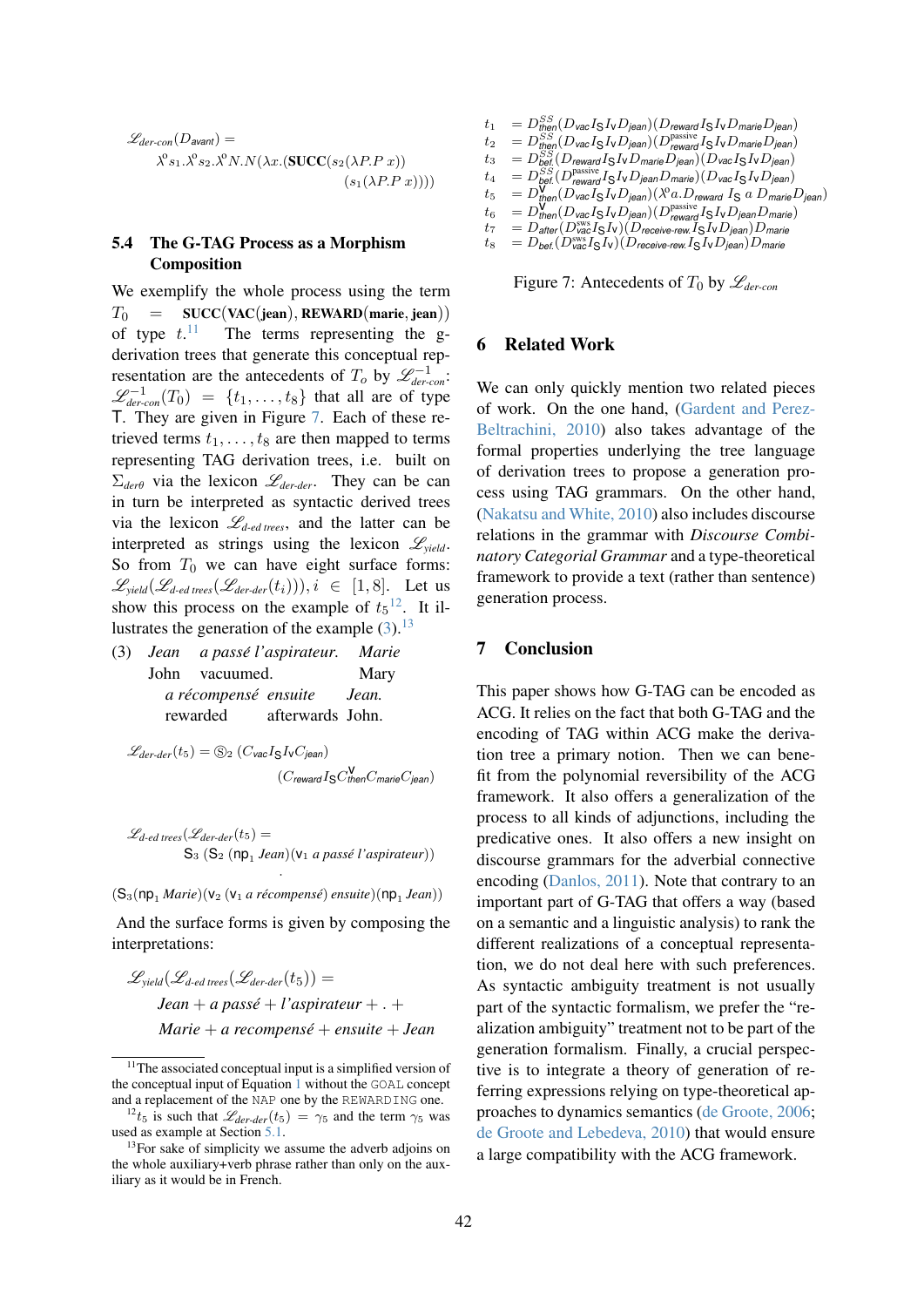$$\mathscr{L}_{der\text{-}con}(D_{avant}) = \lambda^{o} s_1.\lambda^{o} s_2.\lambda^{o} N.N(\lambda x.(\mathbf{SUCC}(s_2(\lambda P.P\ x))\ (s_1(\lambda P.P\ x))))$$

### 5.4 The G-TAG Process as a Morphism Composition

We exemplify the whole process using the term $T_0 = \mathbf{SUCC}(\mathbf{VAC}(\mathbf{jean}), \mathbf{REWARD}(\mathbf{marie}, \mathbf{jean}))$ of type $t$.[11] The terms representing the g-derivation trees that generate this conceptual representation are the antecedents of $T_o$ by $\mathscr{L}^{-1}_{der\text{-}con}$: $\mathscr{L}^{-1}_{der\text{-}con}(T_0) = \{t_1, \ldots, t_8\}$ that all are of type $\mathsf{T}$. They are given in Figure 7. Each of these retrieved terms $t_1, \ldots, t_8$ are then mapped to terms representing TAG derivation trees, i.e. built on $\Sigma_{der\theta}$ via the lexicon $\mathscr{L}_{der\text{-}der}$. They can be can in turn be interpreted as syntactic derived trees via the lexicon $\mathscr{L}_{d\text{-}ed\ trees}$, and the latter can be interpreted as strings using the lexicon $\mathscr{L}_{yield}$. So from $T_0$ we can have eight surface forms: $\mathscr{L}_{yield}(\mathscr{L}_{d\text{-}ed\ trees}(\mathscr{L}_{der\text{-}der}(t_i))), i \in [1, 8]$. Let us show this process on the example of $t_5$[12]. It illustrates the generation of the example (3).[13]

(3) *Jean a passé l'aspirateur. Marie*
John vacuumed. Mary
*a récompensé ensuite Jean.*
rewarded afterwards John.

$$\mathscr{L}_{der\text{-}der}(t_5) = \circledS_2\ (C_{vac} I_{\mathsf{S}} I_{\mathsf{v}} C_{jean})\ (C_{reward} I_{\mathsf{S}} C^{\mathsf{v}}_{then} C_{marie} C_{jean})$$

$$\mathscr{L}_{d\text{-}ed\ trees}(\mathscr{L}_{der\text{-}der}(t_5)) = \mathsf{S}_3\ (\mathsf{S}_2\ (\mathsf{np}_1\ \textit{Jean})(\mathsf{v}_1\ \textit{a passé l'aspirateur}))\ .$$

$$(\mathsf{S}_3(\mathsf{np}_1\ \textit{Marie})(\mathsf{v}_2\ (\mathsf{v}_1\ \textit{a récompensé})\ \textit{ensuite})(\mathsf{np}_1\ \textit{Jean}))$$

And the surface forms is given by composing the interpretations:

$$\mathscr{L}_{yield}(\mathscr{L}_{d\text{-}ed\ trees}(\mathscr{L}_{der\text{-}der}(t_5))) = \textit{Jean} + \textit{a passé} + \textit{l'aspirateur} + . + \textit{Marie} + \textit{a recompensé} + \textit{ensuite} + \textit{Jean}$$

[11] The associated conceptual input is a simplified version of the conceptual input of Equation 1 without the GOAL concept and a replacement of the NAP one by the REWARDING one.

[12] $t_5$ is such that $\mathscr{L}_{der\text{-}der}(t_5) = \gamma_5$ and the term $\gamma_5$ was used as example at Section 5.1.

[13] For sake of simplicity we assume the adverb adjoins on the whole auxiliary+verb phrase rather than only on the auxiliary as it would be in French.

$$\begin{aligned}
t_1 &= D^{SS}_{then}(D_{vac} I_{\mathsf{S}} I_{\mathsf{v}} D_{jean})(D_{reward} I_{\mathsf{S}} I_{\mathsf{v}} D_{marie} D_{jean})\\
t_2 &= D^{SS}_{then}(D_{vac} I_{\mathsf{S}} I_{\mathsf{v}} D_{jean})(D^{passive}_{reward} I_{\mathsf{S}} I_{\mathsf{v}} D_{marie} D_{jean})\\
t_3 &= D^{SS}_{bef.}(D_{reward} I_{\mathsf{S}} I_{\mathsf{v}} D_{marie} D_{jean})(D_{vac} I_{\mathsf{S}} I_{\mathsf{v}} D_{jean})\\
t_4 &= D^{SS}_{bef.}(D^{passive}_{reward} I_{\mathsf{S}} I_{\mathsf{v}} D_{jean} D_{marie})(D_{vac} I_{\mathsf{S}} I_{\mathsf{v}} D_{jean})\\
t_5 &= D^{\mathsf{v}}_{then}(D_{vac} I_{\mathsf{S}} I_{\mathsf{v}} D_{jean})(\lambda^{o} a.D_{reward}\ I_{\mathsf{S}}\ a\ D_{marie} D_{jean})\\
t_6 &= D^{\mathsf{v}}_{then}(D_{vac} I_{\mathsf{S}} I_{\mathsf{v}} D_{jean})(D^{passive}_{reward} I_{\mathsf{S}} I_{\mathsf{v}} D_{jean} D_{marie})\\
t_7 &= D_{after}(D^{sws}_{vac} I_{\mathsf{S}} I_{\mathsf{v}})(D_{receive\text{-}rew.} I_{\mathsf{S}} I_{\mathsf{v}} D_{jean}) D_{marie}\\
t_8 &= D_{bef.}(D^{sws}_{vac} I_{\mathsf{S}} I_{\mathsf{v}})(D_{receive\text{-}rew.} I_{\mathsf{S}} I_{\mathsf{v}} D_{jean}) D_{marie}
\end{aligned}$$

Figure 7: Antecedents of $T_0$ by $\mathscr{L}_{der\text{-}con}$

## 6 Related Work

We can only quickly mention two related pieces of work. On the one hand, (Gardent and Perez-Beltrachini, 2010) also takes advantage of the formal properties underlying the tree language of derivation trees to propose a generation process using TAG grammars. On the other hand, (Nakatsu and White, 2010) also includes discourse relations in the grammar with *Discourse Combinatory Categorial Grammar* and a type-theoretical framework to provide a text (rather than sentence) generation process.

## 7 Conclusion

This paper shows how G-TAG can be encoded as ACG. It relies on the fact that both G-TAG and the encoding of TAG within ACG make the derivation tree a primary notion. Then we can benefit from the polynomial reversibility of the ACG framework. It also offers a generalization of the process to all kinds of adjunctions, including the predicative ones. It also offers a new insight on discourse grammars for the adverbial connective encoding (Danlos, 2011). Note that contrary to an important part of G-TAG that offers a way (based on a semantic and a linguistic analysis) to rank the different realizations of a conceptual representation, we do not deal here with such preferences. As syntactic ambiguity treatment is not usually part of the syntactic formalism, we prefer the "realization ambiguity" treatment not to be part of the generation formalism. Finally, a crucial perspective is to integrate a theory of generation of referring expressions relying on type-theoretical approaches to dynamics semantics (de Groote, 2006; de Groote and Lebedeva, 2010) that would ensure a large compatibility with the ACG framework.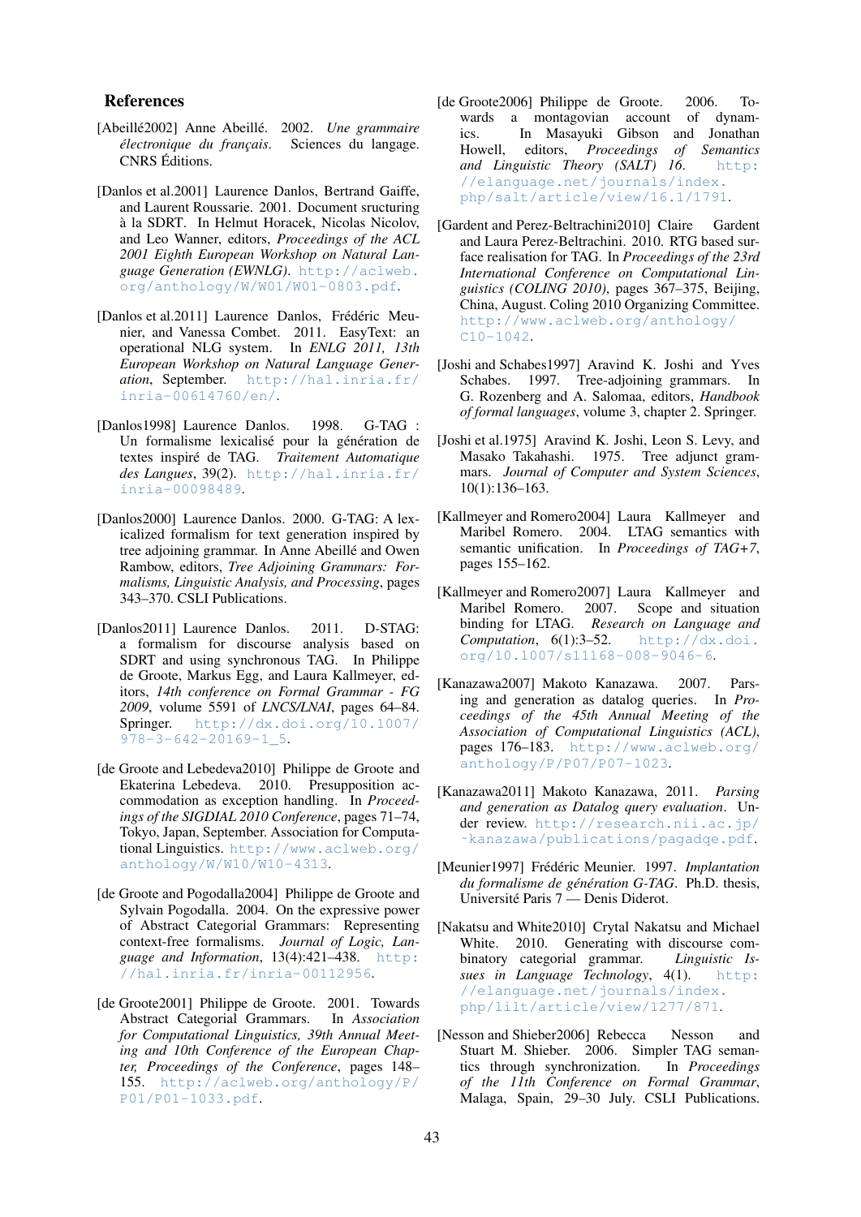## References

[Abeillé2002] Anne Abeillé. 2002. *Une grammaire électronique du français*. Sciences du langage. CNRS Éditions.

[Danlos et al.2001] Laurence Danlos, Bertrand Gaiffe, and Laurent Roussarie. 2001. Document sructuring à la SDRT. In Helmut Horacek, Nicolas Nicolov, and Leo Wanner, editors, *Proceedings of the ACL 2001 Eighth European Workshop on Natural Language Generation (EWNLG)*. http://aclweb.org/anthology/W/W01/W01-0803.pdf.

[Danlos et al.2011] Laurence Danlos, Frédéric Meunier, and Vanessa Combet. 2011. EasyText: an operational NLG system. In *ENLG 2011, 13th European Workshop on Natural Language Generation*, September. http://hal.inria.fr/inria-00614760/en/.

[Danlos1998] Laurence Danlos. 1998. G-TAG : Un formalisme lexicalisé pour la génération de textes inspiré de TAG. *Traitement Automatique des Langues*, 39(2). http://hal.inria.fr/inria-00098489.

[Danlos2000] Laurence Danlos. 2000. G-TAG: A lexicalized formalism for text generation inspired by tree adjoining grammar. In Anne Abeillé and Owen Rambow, editors, *Tree Adjoining Grammars: Formalisms, Linguistic Analysis, and Processing*, pages 343–370. CSLI Publications.

[Danlos2011] Laurence Danlos. 2011. D-STAG: a formalism for discourse analysis based on SDRT and using synchronous TAG. In Philippe de Groote, Markus Egg, and Laura Kallmeyer, editors, *14th conference on Formal Grammar - FG 2009*, volume 5591 of *LNCS/LNAI*, pages 64–84. Springer. http://dx.doi.org/10.1007/978-3-642-20169-1_5.

[de Groote and Lebedeva2010] Philippe de Groote and Ekaterina Lebedeva. 2010. Presupposition accommodation as exception handling. In *Proceedings of the SIGDIAL 2010 Conference*, pages 71–74, Tokyo, Japan, September. Association for Computational Linguistics. http://www.aclweb.org/anthology/W/W10/W10-4313.

[de Groote and Pogodalla2004] Philippe de Groote and Sylvain Pogodalla. 2004. On the expressive power of Abstract Categorial Grammars: Representing context-free formalisms. *Journal of Logic, Language and Information*, 13(4):421–438. http://hal.inria.fr/inria-00112956.

[de Groote2001] Philippe de Groote. 2001. Towards Abstract Categorial Grammars. In *Association for Computational Linguistics, 39th Annual Meeting and 10th Conference of the European Chapter, Proceedings of the Conference*, pages 148–155. http://aclweb.org/anthology/P/P01/P01-1033.pdf.

[de Groote2006] Philippe de Groote. 2006. Towards a montagovian account of dynamics. In Masayuki Gibson and Jonathan Howell, editors, *Proceedings of Semantics and Linguistic Theory (SALT) 16*. http://elanguage.net/journals/index.php/salt/article/view/16.1/1791.

[Gardent and Perez-Beltrachini2010] Claire Gardent and Laura Perez-Beltrachini. 2010. RTG based surface realisation for TAG. In *Proceedings of the 23rd International Conference on Computational Linguistics (COLING 2010)*, pages 367–375, Beijing, China, August. Coling 2010 Organizing Committee. http://www.aclweb.org/anthology/C10-1042.

[Joshi and Schabes1997] Aravind K. Joshi and Yves Schabes. 1997. Tree-adjoining grammars. In G. Rozenberg and A. Salomaa, editors, *Handbook of formal languages*, volume 3, chapter 2. Springer.

[Joshi et al.1975] Aravind K. Joshi, Leon S. Levy, and Masako Takahashi. 1975. Tree adjunct grammars. *Journal of Computer and System Sciences*, 10(1):136–163.

[Kallmeyer and Romero2004] Laura Kallmeyer and Maribel Romero. 2004. LTAG semantics with semantic unification. In *Proceedings of TAG+7*, pages 155–162.

[Kallmeyer and Romero2007] Laura Kallmeyer and Maribel Romero. 2007. Scope and situation binding for LTAG. *Research on Language and Computation*, 6(1):3–52. http://dx.doi.org/10.1007/s11168-008-9046-6.

[Kanazawa2007] Makoto Kanazawa. 2007. Parsing and generation as datalog queries. In *Proceedings of the 45th Annual Meeting of the Association of Computational Linguistics (ACL)*, pages 176–183. http://www.aclweb.org/anthology/P/P07/P07-1023.

[Kanazawa2011] Makoto Kanazawa, 2011. *Parsing and generation as Datalog query evaluation*. Under review. http://research.nii.ac.jp/~kanazawa/publications/pagadqe.pdf.

[Meunier1997] Frédéric Meunier. 1997. *Implantation du formalisme de génération G-TAG*. Ph.D. thesis, Université Paris 7 — Denis Diderot.

[Nakatsu and White2010] Crytal Nakatsu and Michael White. 2010. Generating with discourse combinatory categorial grammar. *Linguistic Issues in Language Technology*, 4(1). http://elanguage.net/journals/index.php/lilt/article/view/1277/871.

[Nesson and Shieber2006] Rebecca Nesson and Stuart M. Shieber. 2006. Simpler TAG semantics through synchronization. In *Proceedings of the 11th Conference on Formal Grammar*, Malaga, Spain, 29–30 July. CSLI Publications.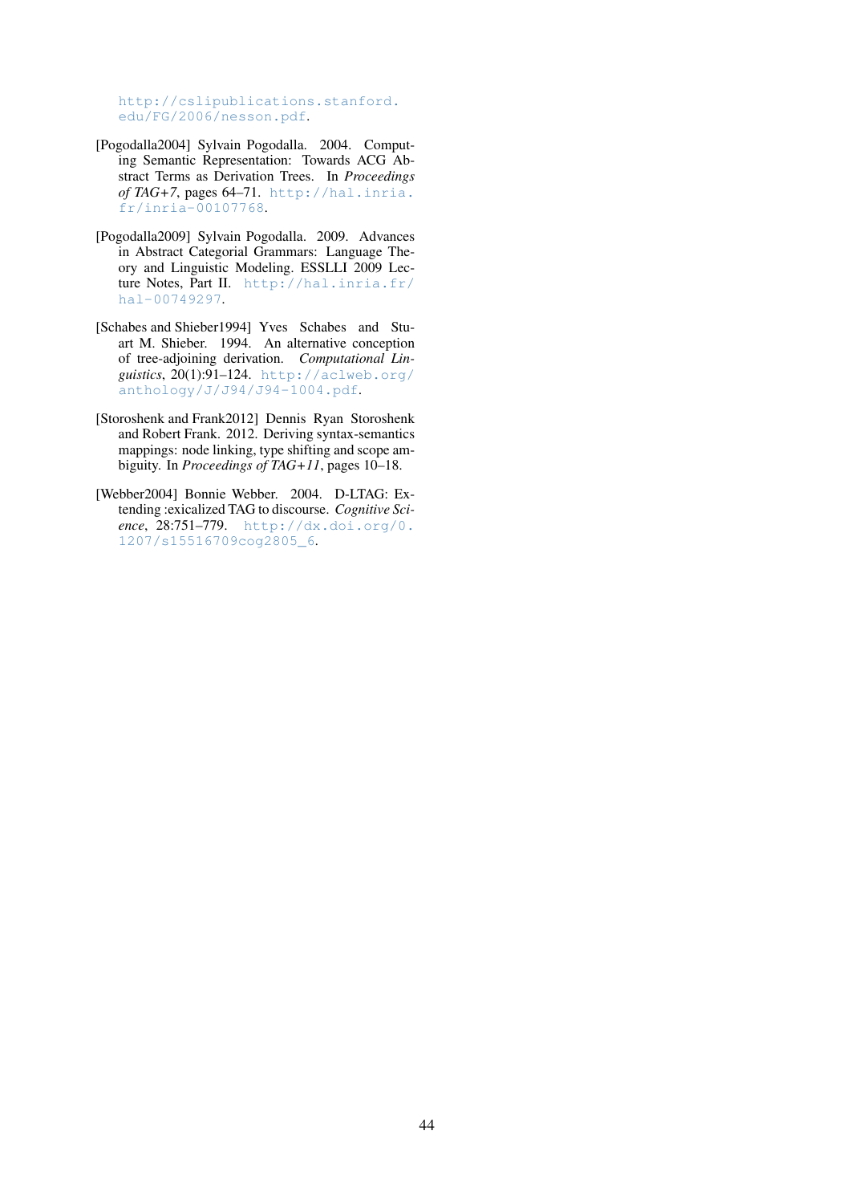http://cslipublications.stanford.edu/FG/2006/nesson.pdf.

[Pogodalla2004] Sylvain Pogodalla. 2004. Computing Semantic Representation: Towards ACG Abstract Terms as Derivation Trees. In *Proceedings of TAG+7*, pages 64–71. http://hal.inria.fr/inria-00107768.

[Pogodalla2009] Sylvain Pogodalla. 2009. Advances in Abstract Categorial Grammars: Language Theory and Linguistic Modeling. ESSLLI 2009 Lecture Notes, Part II. http://hal.inria.fr/hal-00749297.

[Schabes and Shieber1994] Yves Schabes and Stuart M. Shieber. 1994. An alternative conception of tree-adjoining derivation. *Computational Linguistics*, 20(1):91–124. http://aclweb.org/anthology/J/J94/J94-1004.pdf.

[Storoshenk and Frank2012] Dennis Ryan Storoshenk and Robert Frank. 2012. Deriving syntax-semantics mappings: node linking, type shifting and scope ambiguity. In *Proceedings of TAG+11*, pages 10–18.

[Webber2004] Bonnie Webber. 2004. D-LTAG: Extending :exicalized TAG to discourse. *Cognitive Science*, 28:751–779. http://dx.doi.org/0.1207/s15516709cog2805_6.